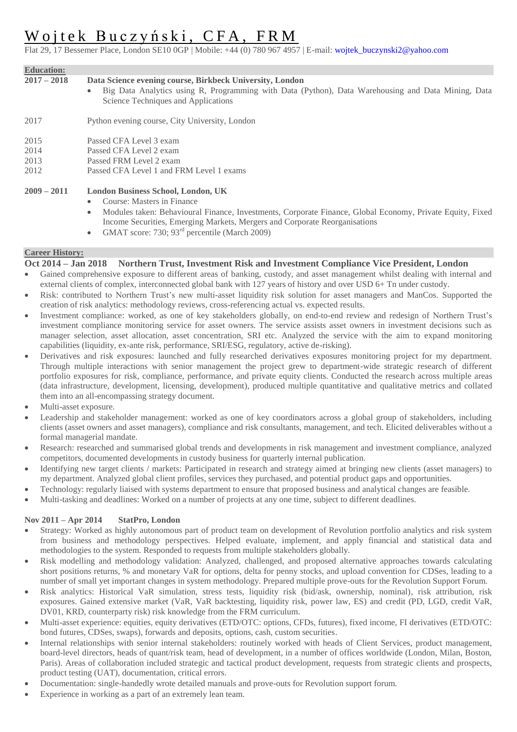# Wojtek Buczyński, CFA, FRM

Flat 29, 17 Bessemer Place, London SE10 0GP | Mobile: +44 (0) 780 967 4957 | E-mail: wojtek_buczynski2@yahoo.com

## Education:

**2017 – 2018** **Data Science evening course, Birkbeck University, London**

- Big Data Analytics using R, Programming with Data (Python), Data Warehousing and Data Mining, Data Science Techniques and Applications

2017 Python evening course, City University, London

2015 Passed CFA Level 3 exam
2014 Passed CFA Level 2 exam
2013 Passed FRM Level 2 exam
2012 Passed CFA Level 1 and FRM Level 1 exams

**2009 – 2011** **London Business School, London, UK**

- Course: Masters in Finance
- Modules taken: Behavioural Finance, Investments, Corporate Finance, Global Economy, Private Equity, Fixed Income Securities, Emerging Markets, Mergers and Corporate Reorganisations
- GMAT score: 730; 93rd percentile (March 2009)

## Career History:

### Oct 2014 – Jan 2018 Northern Trust, Investment Risk and Investment Compliance Vice President, London

- Gained comprehensive exposure to different areas of banking, custody, and asset management whilst dealing with internal and external clients of complex, interconnected global bank with 127 years of history and over USD 6+ Tn under custody.
- Risk: contributed to Northern Trust's new multi-asset liquidity risk solution for asset managers and ManCos. Supported the creation of risk analytics: methodology reviews, cross-referencing actual vs. expected results.
- Investment compliance: worked, as one of key stakeholders globally, on end-to-end review and redesign of Northern Trust's investment compliance monitoring service for asset owners. The service assists asset owners in investment decisions such as manager selection, asset allocation, asset concentration, SRI etc. Analyzed the service with the aim to expand monitoring capabilities (liquidity, ex-ante risk, performance, SRI/ESG, regulatory, active de-risking).
- Derivatives and risk exposures: launched and fully researched derivatives exposures monitoring project for my department. Through multiple interactions with senior management the project grew to department-wide strategic research of different portfolio exposures for risk, compliance, performance, and private equity clients. Conducted the research across multiple areas (data infrastructure, development, licensing, development), produced multiple quantitative and qualitative metrics and collated them into an all-encompassing strategy document.
- Multi-asset exposure.
- Leadership and stakeholder management: worked as one of key coordinators across a global group of stakeholders, including clients (asset owners and asset managers), compliance and risk consultants, management, and tech. Elicited deliverables without a formal managerial mandate.
- Research: researched and summarised global trends and developments in risk management and investment compliance, analyzed competitors, documented developments in custody business for quarterly internal publication.
- Identifying new target clients / markets: Participated in research and strategy aimed at bringing new clients (asset managers) to my department. Analyzed global client profiles, services they purchased, and potential product gaps and opportunities.
- Technology: regularly liaised with systems department to ensure that proposed business and analytical changes are feasible.
- Multi-tasking and deadlines: Worked on a number of projects at any one time, subject to different deadlines.

### Nov 2011 – Apr 2014 StatPro, London

- Strategy: Worked as highly autonomous part of product team on development of Revolution portfolio analytics and risk system from business and methodology perspectives. Helped evaluate, implement, and apply financial and statistical data and methodologies to the system. Responded to requests from multiple stakeholders globally.
- Risk modelling and methodology validation: Analyzed, challenged, and proposed alternative approaches towards calculating short positions returns, % and monetary VaR for options, delta for penny stocks, and upload convention for CDSes, leading to a number of small yet important changes in system methodology. Prepared multiple prove-outs for the Revolution Support Forum.
- Risk analytics: Historical VaR simulation, stress tests, liquidity risk (bid/ask, ownership, nominal), risk attribution, risk exposures. Gained extensive market (VaR, VaR backtesting, liquidity risk, power law, ES) and credit (PD, LGD, credit VaR, DV01, KRD, counterparty risk) risk knowledge from the FRM curriculum.
- Multi-asset experience: equities, equity derivatives (ETD/OTC: options, CFDs, futures), fixed income, FI derivatives (ETD/OTC: bond futures, CDSes, swaps), forwards and deposits, options, cash, custom securities.
- Internal relationships with senior internal stakeholders: routinely worked with heads of Client Services, product management, board-level directors, heads of quant/risk team, head of development, in a number of offices worldwide (London, Milan, Boston, Paris). Areas of collaboration included strategic and tactical product development, requests from strategic clients and prospects, product testing (UAT), documentation, critical errors.
- Documentation: single-handedly wrote detailed manuals and prove-outs for Revolution support forum.
- Experience in working as a part of an extremely lean team.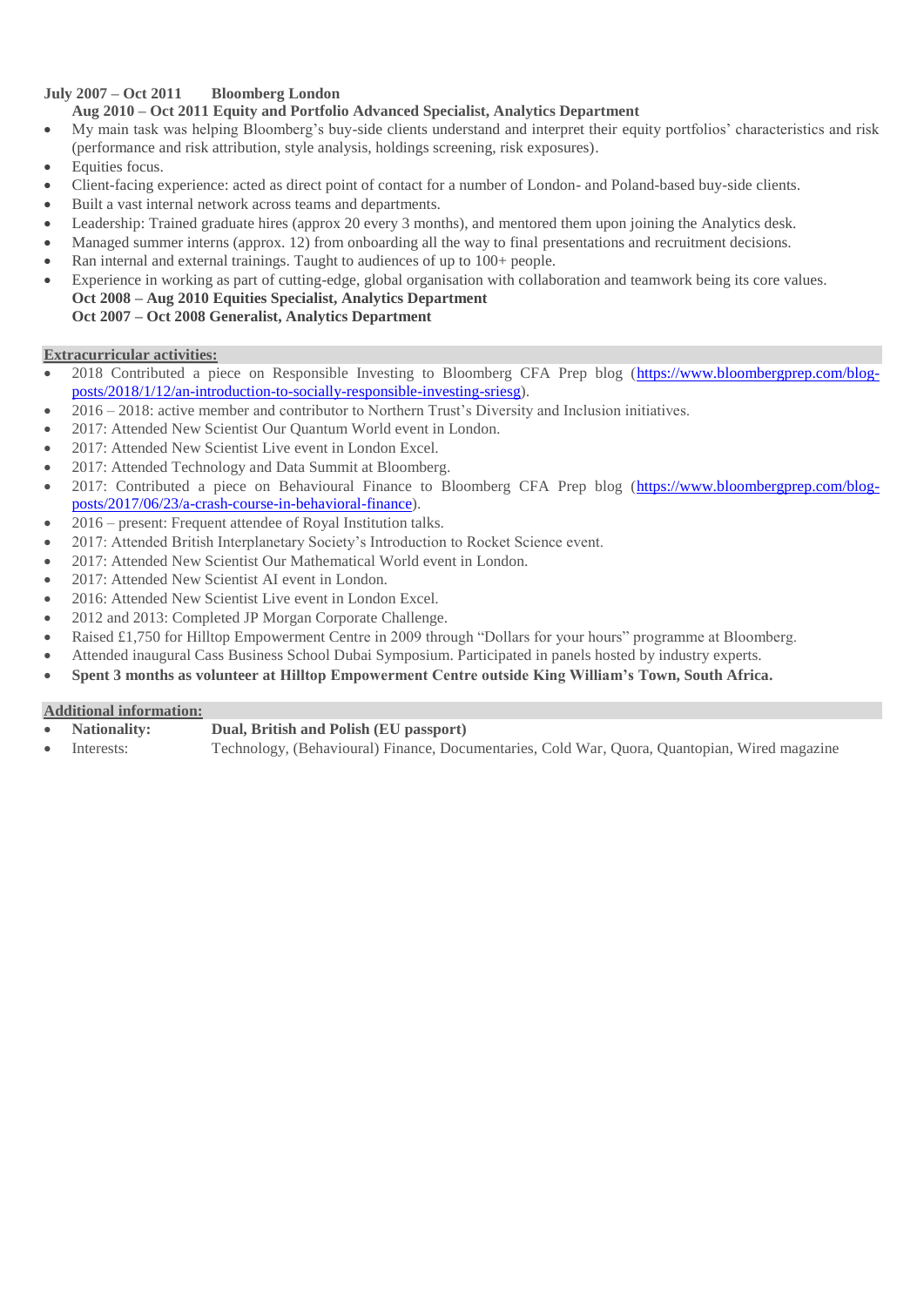**July 2007 – Oct 2011 Bloomberg London**

**Aug 2010 – Oct 2011 Equity and Portfolio Advanced Specialist, Analytics Department**

- My main task was helping Bloomberg's buy-side clients understand and interpret their equity portfolios' characteristics and risk (performance and risk attribution, style analysis, holdings screening, risk exposures).
- Equities focus.
- Client-facing experience: acted as direct point of contact for a number of London- and Poland-based buy-side clients.
- Built a vast internal network across teams and departments.
- Leadership: Trained graduate hires (approx 20 every 3 months), and mentored them upon joining the Analytics desk.
- Managed summer interns (approx. 12) from onboarding all the way to final presentations and recruitment decisions.
- Ran internal and external trainings. Taught to audiences of up to 100+ people.
- Experience in working as part of cutting-edge, global organisation with collaboration and teamwork being its core values.

**Oct 2008 – Aug 2010 Equities Specialist, Analytics Department**

**Oct 2007 – Oct 2008 Generalist, Analytics Department**

## Extracurricular activities:

- 2018 Contributed a piece on Responsible Investing to Bloomberg CFA Prep blog (https://www.bloombergprep.com/blog-posts/2018/1/12/an-introduction-to-socially-responsible-investing-sriesg).
- 2016 – 2018: active member and contributor to Northern Trust's Diversity and Inclusion initiatives.
- 2017: Attended New Scientist Our Quantum World event in London.
- 2017: Attended New Scientist Live event in London Excel.
- 2017: Attended Technology and Data Summit at Bloomberg.
- 2017: Contributed a piece on Behavioural Finance to Bloomberg CFA Prep blog (https://www.bloombergprep.com/blog-posts/2017/06/23/a-crash-course-in-behavioral-finance).
- 2016 – present: Frequent attendee of Royal Institution talks.
- 2017: Attended British Interplanetary Society's Introduction to Rocket Science event.
- 2017: Attended New Scientist Our Mathematical World event in London.
- 2017: Attended New Scientist AI event in London.
- 2016: Attended New Scientist Live event in London Excel.
- 2012 and 2013: Completed JP Morgan Corporate Challenge.
- Raised £1,750 for Hilltop Empowerment Centre in 2009 through "Dollars for your hours" programme at Bloomberg.
- Attended inaugural Cass Business School Dubai Symposium. Participated in panels hosted by industry experts.
- **Spent 3 months as volunteer at Hilltop Empowerment Centre outside King William's Town, South Africa.**

## Additional information:

- **Nationality:** **Dual, British and Polish (EU passport)**
- Interests: Technology, (Behavioural) Finance, Documentaries, Cold War, Quora, Quantopian, Wired magazine